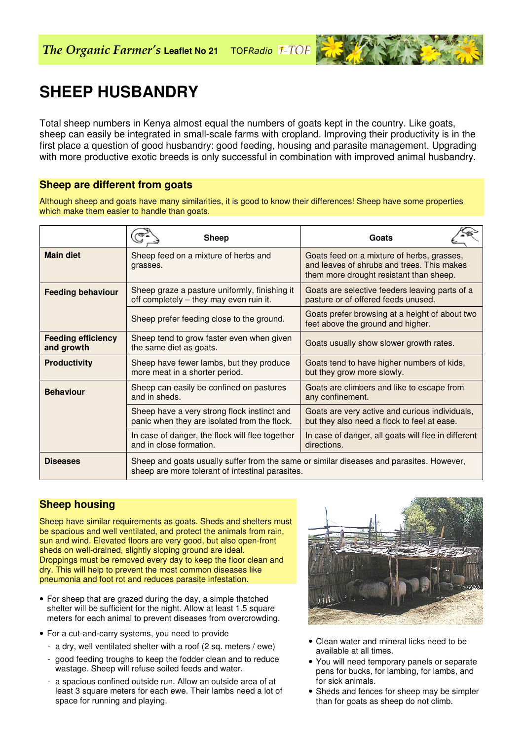# SHEEP HUSBANDRY

Total sheep numbers in Kenya almost equal the numbers of goats kept in the country. Like goats, sheep can easily be integrated in small-scale farms with cropland. Improving their productivity is in the first place a question of good husbandry: good feeding, housing and parasite management. Upgrading with more productive exotic breeds is only successful in combination with improved animal husbandry.

## Sheep are different from goats

Although sheep and goats have many similarities, it is good to know their differences! Sheep have some properties which make them easier to handle than goats.

| | Sheep | Goats |
|---|---|---|
| **Main diet** | Sheep feed on a mixture of herbs and grasses. | Goats feed on a mixture of herbs, grasses, and leaves of shrubs and trees. This makes them more drought resistant than sheep. |
| **Feeding behaviour** | Sheep graze a pasture uniformly, finishing it off completely – they may even ruin it. | Goats are selective feeders leaving parts of a pasture or of offered feeds unused. |
| | Sheep prefer feeding close to the ground. | Goats prefer browsing at a height of about two feet above the ground and higher. |
| **Feeding efficiency and growth** | Sheep tend to grow faster even when given the same diet as goats. | Goats usually show slower growth rates. |
| **Productivity** | Sheep have fewer lambs, but they produce more meat in a shorter period. | Goats tend to have higher numbers of kids, but they grow more slowly. |
| **Behaviour** | Sheep can easily be confined on pastures and in sheds. | Goats are climbers and like to escape from any confinement. |
| | Sheep have a very strong flock instinct and panic when they are isolated from the flock. | Goats are very active and curious individuals, but they also need a flock to feel at ease. |
| | In case of danger, the flock will flee together and in close formation. | In case of danger, all goats will flee in different directions. |
| **Diseases** | Sheep and goats usually suffer from the same or similar diseases and parasites. However, sheep are more tolerant of intestinal parasites. | |

## Sheep housing

Sheep have similar requirements as goats. Sheds and shelters must be spacious and well ventilated, and protect the animals from rain, sun and wind. Elevated floors are very good, but also open-front sheds on well-drained, slightly sloping ground are ideal. Droppings must be removed every day to keep the floor clean and dry. This will help to prevent the most common diseases like pneumonia and foot rot and reduces parasite infestation.

- For sheep that are grazed during the day, a simple thatched shelter will be sufficient for the night. Allow at least 1.5 square meters for each animal to prevent diseases from overcrowding.
- For a cut-and-carry systems, you need to provide
  - a dry, well ventilated shelter with a roof (2 sq. meters / ewe)
  - good feeding troughs to keep the fodder clean and to reduce wastage. Sheep will refuse soiled feeds and water.
  - a spacious confined outside run. Allow an outside area of at least 3 square meters for each ewe. Their lambs need a lot of space for running and playing.
- Clean water and mineral licks need to be available at all times.
- You will need temporary panels or separate pens for bucks, for lambing, for lambs, and for sick animals.
- Sheds and fences for sheep may be simpler than for goats as sheep do not climb.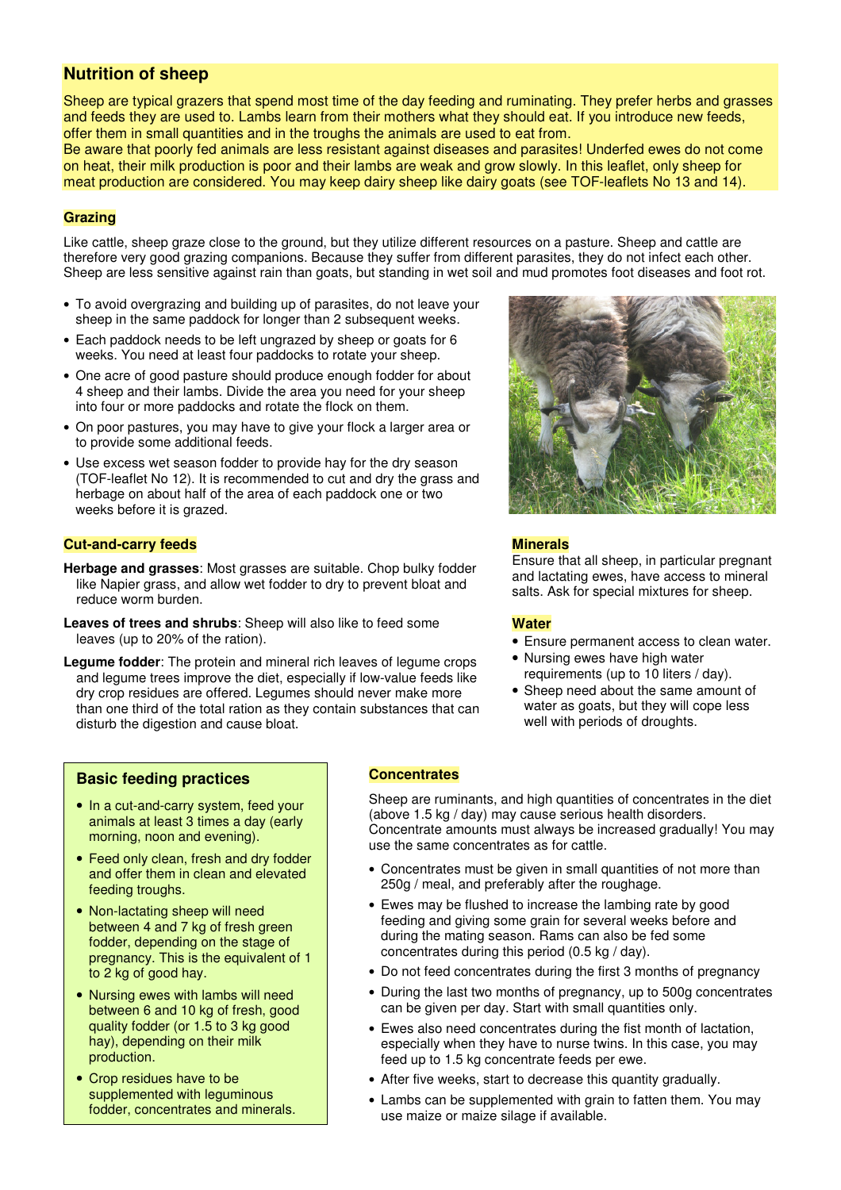## Nutrition of sheep

Sheep are typical grazers that spend most time of the day feeding and ruminating. They prefer herbs and grasses and feeds they are used to. Lambs learn from their mothers what they should eat. If you introduce new feeds, offer them in small quantities and in the troughs the animals are used to eat from.
Be aware that poorly fed animals are less resistant against diseases and parasites! Underfed ewes do not come on heat, their milk production is poor and their lambs are weak and grow slowly. In this leaflet, only sheep for meat production are considered. You may keep dairy sheep like dairy goats (see TOF-leaflets No 13 and 14).

### Grazing

Like cattle, sheep graze close to the ground, but they utilize different resources on a pasture. Sheep and cattle are therefore very good grazing companions. Because they suffer from different parasites, they do not infect each other. Sheep are less sensitive against rain than goats, but standing in wet soil and mud promotes foot diseases and foot rot.

- To avoid overgrazing and building up of parasites, do not leave your sheep in the same paddock for longer than 2 subsequent weeks.
- Each paddock needs to be left ungrazed by sheep or goats for 6 weeks. You need at least four paddocks to rotate your sheep.
- One acre of good pasture should produce enough fodder for about 4 sheep and their lambs. Divide the area you need for your sheep into four or more paddocks and rotate the flock on them.
- On poor pastures, you may have to give your flock a larger area or to provide some additional feeds.
- Use excess wet season fodder to provide hay for the dry season (TOF-leaflet No 12). It is recommended to cut and dry the grass and herbage on about half of the area of each paddock one or two weeks before it is grazed.

### Cut-and-carry feeds

**Herbage and grasses**: Most grasses are suitable. Chop bulky fodder like Napier grass, and allow wet fodder to dry to prevent bloat and reduce worm burden.

**Leaves of trees and shrubs**: Sheep will also like to feed some leaves (up to 20% of the ration).

**Legume fodder**: The protein and mineral rich leaves of legume crops and legume trees improve the diet, especially if low-value feeds like dry crop residues are offered. Legumes should never make more than one third of the total ration as they contain substances that can disturb the digestion and cause bloat.

### Minerals

Ensure that all sheep, in particular pregnant and lactating ewes, have access to mineral salts. Ask for special mixtures for sheep.

### Water

- Ensure permanent access to clean water.
- Nursing ewes have high water requirements (up to 10 liters / day).
- Sheep need about the same amount of water as goats, but they will cope less well with periods of droughts.

### Basic feeding practices

- In a cut-and-carry system, feed your animals at least 3 times a day (early morning, noon and evening).
- Feed only clean, fresh and dry fodder and offer them in clean and elevated feeding troughs.
- Non-lactating sheep will need between 4 and 7 kg of fresh green fodder, depending on the stage of pregnancy. This is the equivalent of 1 to 2 kg of good hay.
- Nursing ewes with lambs will need between 6 and 10 kg of fresh, good quality fodder (or 1.5 to 3 kg good hay), depending on their milk production.
- Crop residues have to be supplemented with leguminous fodder, concentrates and minerals.

### Concentrates

Sheep are ruminants, and high quantities of concentrates in the diet (above 1.5 kg / day) may cause serious health disorders. Concentrate amounts must always be increased gradually! You may use the same concentrates as for cattle.

- Concentrates must be given in small quantities of not more than 250g / meal, and preferably after the roughage.
- Ewes may be flushed to increase the lambing rate by good feeding and giving some grain for several weeks before and during the mating season. Rams can also be fed some concentrates during this period (0.5 kg / day).
- Do not feed concentrates during the first 3 months of pregnancy
- During the last two months of pregnancy, up to 500g concentrates can be given per day. Start with small quantities only.
- Ewes also need concentrates during the fist month of lactation, especially when they have to nurse twins. In this case, you may feed up to 1.5 kg concentrate feeds per ewe.
- After five weeks, start to decrease this quantity gradually.
- Lambs can be supplemented with grain to fatten them. You may use maize or maize silage if available.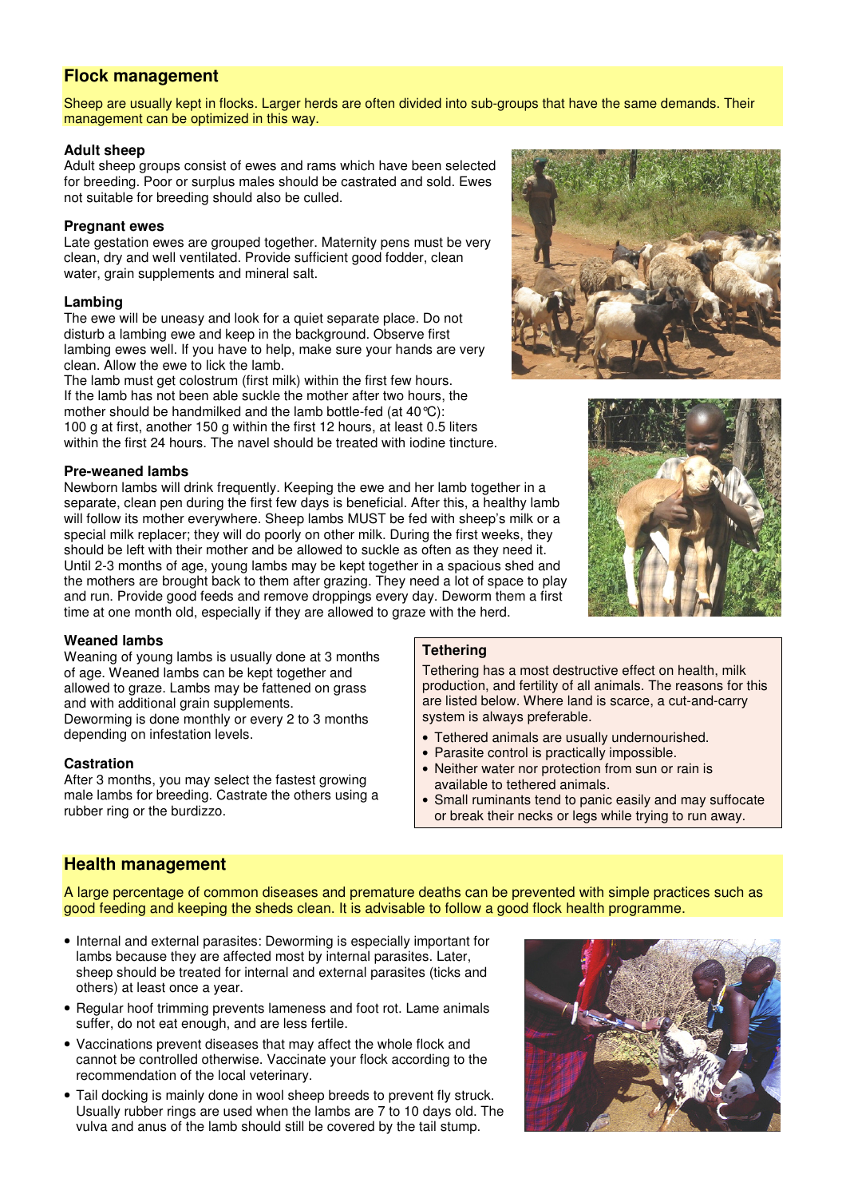## Flock management

Sheep are usually kept in flocks. Larger herds are often divided into sub-groups that have the same demands. Their management can be optimized in this way.

### Adult sheep

Adult sheep groups consist of ewes and rams which have been selected for breeding. Poor or surplus males should be castrated and sold. Ewes not suitable for breeding should also be culled.

### Pregnant ewes

Late gestation ewes are grouped together. Maternity pens must be very clean, dry and well ventilated. Provide sufficient good fodder, clean water, grain supplements and mineral salt.

### Lambing

The ewe will be uneasy and look for a quiet separate place. Do not disturb a lambing ewe and keep in the background. Observe first lambing ewes well. If you have to help, make sure your hands are very clean. Allow the ewe to lick the lamb.

The lamb must get colostrum (first milk) within the first few hours. If the lamb has not been able suckle the mother after two hours, the mother should be handmilked and the lamb bottle-fed (at 40 °C): 100 g at first, another 150 g within the first 12 hours, at least 0.5 liters within the first 24 hours. The navel should be treated with iodine tincture.

### Pre-weaned lambs

Newborn lambs will drink frequently. Keeping the ewe and her lamb together in a separate, clean pen during the first few days is beneficial. After this, a healthy lamb will follow its mother everywhere. Sheep lambs MUST be fed with sheep's milk or a special milk replacer; they will do poorly on other milk. During the first weeks, they should be left with their mother and be allowed to suckle as often as they need it. Until 2-3 months of age, young lambs may be kept together in a spacious shed and the mothers are brought back to them after grazing. They need a lot of space to play and run. Provide good feeds and remove droppings every day. Deworm them a first time at one month old, especially if they are allowed to graze with the herd.

### Weaned lambs

Weaning of young lambs is usually done at 3 months of age. Weaned lambs can be kept together and allowed to graze. Lambs may be fattened on grass and with additional grain supplements.

Deworming is done monthly or every 2 to 3 months depending on infestation levels.

### Castration

After 3 months, you may select the fastest growing male lambs for breeding. Castrate the others using a rubber ring or the burdizzo.

### Tethering

Tethering has a most destructive effect on health, milk production, and fertility of all animals. The reasons for this are listed below. Where land is scarce, a cut-and-carry system is always preferable.

- Tethered animals are usually undernourished.
- Parasite control is practically impossible.
- Neither water nor protection from sun or rain is available to tethered animals.
- Small ruminants tend to panic easily and may suffocate or break their necks or legs while trying to run away.

## Health management

A large percentage of common diseases and premature deaths can be prevented with simple practices such as good feeding and keeping the sheds clean. It is advisable to follow a good flock health programme.

- Internal and external parasites: Deworming is especially important for lambs because they are affected most by internal parasites. Later, sheep should be treated for internal and external parasites (ticks and others) at least once a year.
- Regular hoof trimming prevents lameness and foot rot. Lame animals suffer, do not eat enough, and are less fertile.
- Vaccinations prevent diseases that may affect the whole flock and cannot be controlled otherwise. Vaccinate your flock according to the recommendation of the local veterinary.
- Tail docking is mainly done in wool sheep breeds to prevent fly struck. Usually rubber rings are used when the lambs are 7 to 10 days old. The vulva and anus of the lamb should still be covered by the tail stump.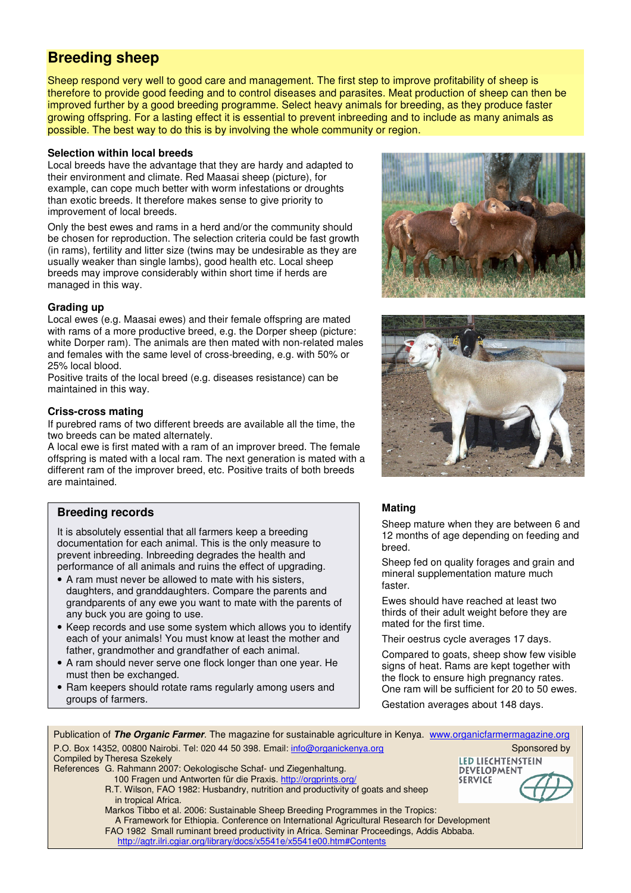# Breeding sheep

Sheep respond very well to good care and management. The first step to improve profitability of sheep is therefore to provide good feeding and to control diseases and parasites. Meat production of sheep can then be improved further by a good breeding programme. Select heavy animals for breeding, as they produce faster growing offspring. For a lasting effect it is essential to prevent inbreeding and to include as many animals as possible. The best way to do this is by involving the whole community or region.

### Selection within local breeds

Local breeds have the advantage that they are hardy and adapted to their environment and climate. Red Maasai sheep (picture), for example, can cope much better with worm infestations or droughts than exotic breeds. It therefore makes sense to give priority to improvement of local breeds.

Only the best ewes and rams in a herd and/or the community should be chosen for reproduction. The selection criteria could be fast growth (in rams), fertility and litter size (twins may be undesirable as they are usually weaker than single lambs), good health etc. Local sheep breeds may improve considerably within short time if herds are managed in this way.

### Grading up

Local ewes (e.g. Maasai ewes) and their female offspring are mated with rams of a more productive breed, e.g. the Dorper sheep (picture: white Dorper ram). The animals are then mated with non-related males and females with the same level of cross-breeding, e.g. with 50% or 25% local blood.

Positive traits of the local breed (e.g. diseases resistance) can be maintained in this way.

### Criss-cross mating

If purebred rams of two different breeds are available all the time, the two breeds can be mated alternately.

A local ewe is first mated with a ram of an improver breed. The female offspring is mated with a local ram. The next generation is mated with a different ram of the improver breed, etc. Positive traits of both breeds are maintained.

## Breeding records

It is absolutely essential that all farmers keep a breeding documentation for each animal. This is the only measure to prevent inbreeding. Inbreeding degrades the health and performance of all animals and ruins the effect of upgrading.

- A ram must never be allowed to mate with his sisters, daughters, and granddaughters. Compare the parents and grandparents of any ewe you want to mate with the parents of any buck you are going to use.
- Keep records and use some system which allows you to identify each of your animals! You must know at least the mother and father, grandmother and grandfather of each animal.
- A ram should never serve one flock longer than one year. He must then be exchanged.
- Ram keepers should rotate rams regularly among users and groups of farmers.

### Mating

Sheep mature when they are between 6 and 12 months of age depending on feeding and breed.

Sheep fed on quality forages and grain and mineral supplementation mature much faster.

Ewes should have reached at least two thirds of their adult weight before they are mated for the first time.

Their oestrus cycle averages 17 days.

Compared to goats, sheep show few visible signs of heat. Rams are kept together with the flock to ensure high pregnancy rates. One ram will be sufficient for 20 to 50 ewes.

Gestation averages about 148 days.

---

Publication of ***The Organic Farmer***. The magazine for sustainable agriculture in Kenya. www.organicfarmermagazine.org
P.O. Box 14352, 00800 Nairobi. Tel: 020 44 50 398. Email: info@organickenya.org
Compiled by Theresa Szekely

Sponsored by LED Liechtenstein Development Service

References G. Rahmann 2007: Oekologische Schaf- und Ziegenhaltung. 100 Fragen und Antworten für die Praxis. http://orgprints.org/
R.T. Wilson, FAO 1982: Husbandry, nutrition and productivity of goats and sheep in tropical Africa.
Markos Tibbo et al. 2006: Sustainable Sheep Breeding Programmes in the Tropics: A Framework for Ethiopia. Conference on International Agricultural Research for Development
FAO 1982 Small ruminant breed productivity in Africa. Seminar Proceedings, Addis Ababa. http://agtr.ilri.cgiar.org/library/docs/x5541e/x5541e00.htm#Contents